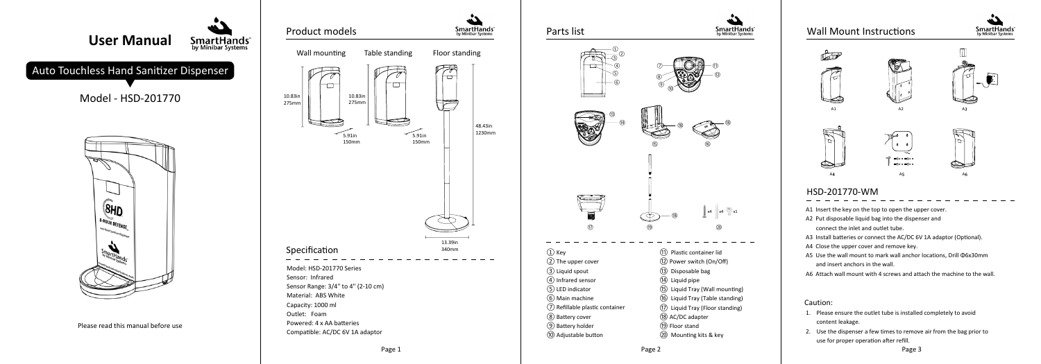# User Manual

SmartHands™ by Minibar Systems

## Auto Touchless Hand Sanitizer Dispenser

Model - HSD-201770

Please read this manual before use

## Product models

Wall mounting | Table standing | Floor standing

Wall mounting: 10.83in 275mm; 5.91in 150mm

Table standing: 10.83in 275mm; 5.91in 150mm

Floor standing: 48.43in 1230mm; 13.39in 340mm

## Specification

Model: HSD-201770 Series
Sensor: Infrared
Sensor Range: 3/4" to 4" (2-10 cm)
Material: ABS White
Capacity: 1000 ml
Outlet: Foam
Powered: 4 x AA batteries
Compatible: AC/DC 6V 1A adaptor

## Parts list

1. Key
2. The upper cover
3. Liquid spout
4. Infrared sensor
5. LED indicator
6. Main machine
7. Refillable plastic container
8. Battery cover
9. Battery holder
10. Adjustable button
11. Plastic container lid
12. Power switch (On/Off)
13. Disposable bag
14. Liquid pipe
15. Liquid Tray (Wall mounting)
16. Liquid Tray (Table standing)
17. Liquid Tray (Floor standing)
18. AC/DC adapter
19. Floor stand
20. Mounting kits & key

## Wall Mount Instructions

### HSD-201770-WM

A1 Insert the key on the top to open the upper cover.

A2 Put disposable liquid bag into the dispenser and connect the inlet and outlet tube.

A3 Install batteries or connect the AC/DC 6V 1A adaptor (Optional).

A4 Close the upper cover and remove key.

A5 Use the wall mount to mark wall anchor locations, Drill Φ6x30mm and insert anchors in the wall.

A6 Attach wall mount with 4 screws and attach the machine to the wall.

Caution:

1. Please ensure the outlet tube is installed completely to avoid content leakage.
2. Use the dispenser a few times to remove air from the bag prior to use for proper operation after refill.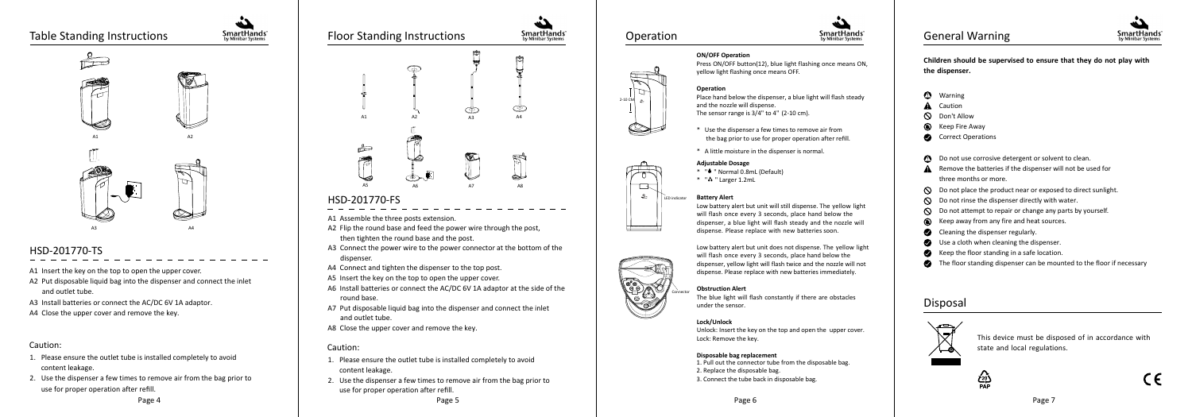# Table Standing Instructions

A1

A2

A3

A4

## HSD-201770-TS

A1 Insert the key on the top to open the upper cover.

A2 Put disposable liquid bag into the dispenser and connect the inlet and outlet tube.

A3 Install batteries or connect the AC/DC 6V 1A adaptor.

A4 Close the upper cover and remove the key.

### Caution:

1. Please ensure the outlet tube is installed completely to avoid content leakage.
2. Use the dispenser a few times to remove air from the bag prior to use for proper operation after refill.

# Floor Standing Instructions

A1 A2 A3 A4

A5 A6 A7 A8

## HSD-201770-FS

A1 Assemble the three posts extension.

A2 Flip the round base and feed the power wire through the post, then tighten the round base and the post.

A3 Connect the power wire to the power connector at the bottom of the dispenser.

A4 Connect and tighten the dispenser to the top post.

A5 Insert the key on the top to open the upper cover.

A6 Install batteries or connect the AC/DC 6V 1A adaptor at the side of the round base.

A7 Put disposable liquid bag into the dispenser and connect the inlet and outlet tube.

A8 Close the upper cover and remove the key.

### Caution:

1. Please ensure the outlet tube is installed completely to avoid content leakage.
2. Use the dispenser a few times to remove air from the bag prior to use for proper operation after refill.

# Operation

2-10 CM

LED indicator

Connector

**ON/OFF Operation**

Press ON/OFF button(12), blue light flashing once means ON, yellow light flashing once means OFF.

**Operation**

Place hand below the dispenser, a blue light will flash steady and the nozzle will dispense.

The sensor range is 3/4" to 4" (2-10 cm).

* Use the dispenser a few times to remove air from the bag prior to use for proper operation after refill.
* A little moisture in the dispenser is normal.

**Adjustable Dosage**

* "💧" Normal 0.8mL (Default)
* "💧" Larger 1.2mL

**Battery Alert**

Low battery alert but unit will still dispense. The yellow light will flash once every 3 seconds, place hand below the dispenser, a blue light will flash steady and the nozzle will dispense. Please replace with new batteries soon.

Low battery alert but unit does not dispense. The yellow light will flash once every 3 seconds, place hand below the dispenser, yellow light will flash twice and the nozzle will not dispense. Please replace with new batteries immediately.

**Obstruction Alert**

The blue light will flash constantly if there are obstacles under the sensor.

**Lock/Unlock**

Unlock: Insert the key on the top and open the upper cover.

Lock: Remove the key.

**Disposable bag replacement**

1. Pull out the connector tube from the disposable bag.
2. Replace the disposable bag.
3. Connect the tube back in disposable bag.

# General Warning

**Children should be supervised to ensure that they do not play with the dispenser.**

- Warning
- Caution
- Don't Allow
- Keep Fire Away
- Correct Operations

- Do not use corrosive detergent or solvent to clean.
- Remove the batteries if the dispenser will not be used for three months or more.
- Do not place the product near or exposed to direct sunlight.
- Do not rinse the dispenser directly with water.
- Do not attempt to repair or change any parts by yourself.
- Keep away from any fire and heat sources.
- Cleaning the dispenser regularly.
- Use a cloth when cleaning the dispenser.
- Keep the floor standing in a safe location.
- The floor standing dispenser can be mounted to the floor if necessary

# Disposal

This device must be disposed of in accordance with state and local regulations.

PAP

CE